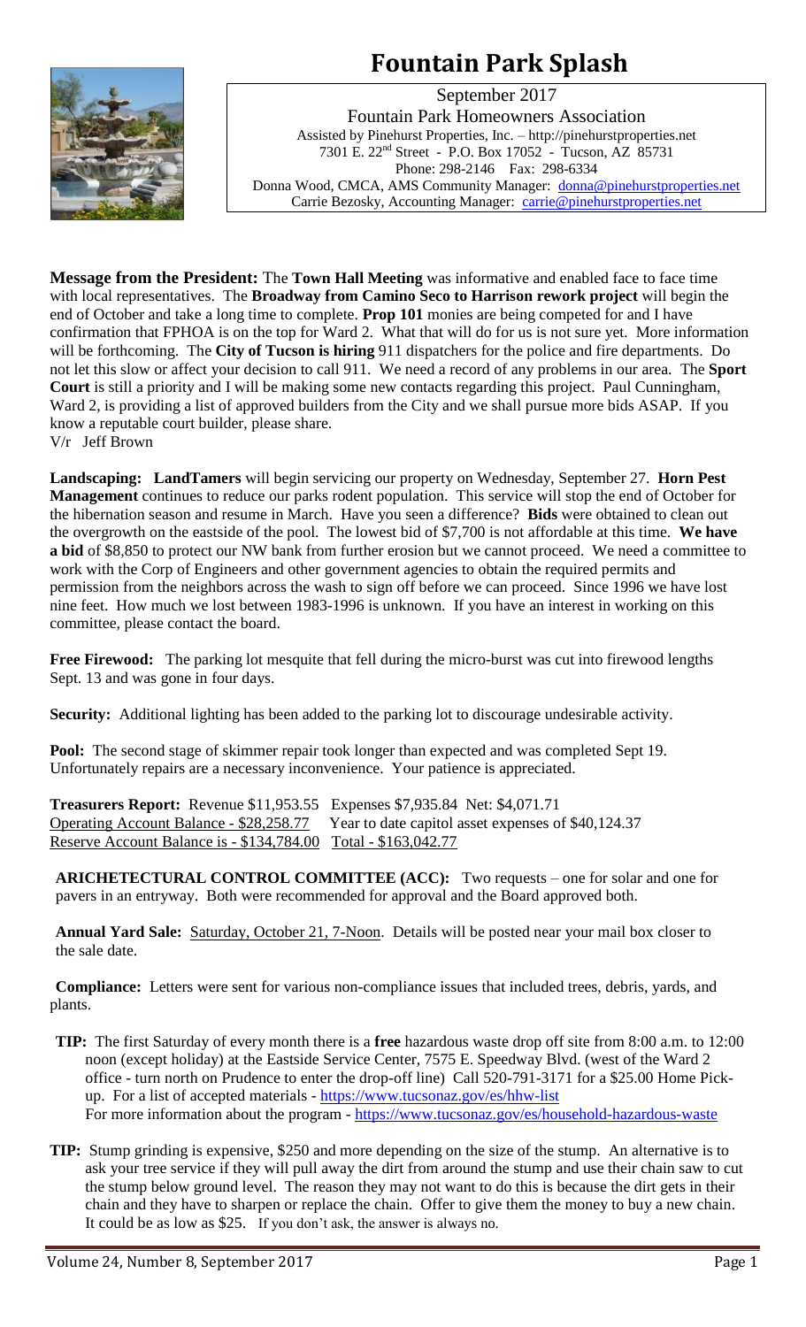# Fountain Park Splash

September 2017
Fountain Park Homeowners Association
Assisted by Pinehurst Properties, Inc. – http://pinehurstproperties.net
7301 E. 22nd Street - P.O. Box 17052 - Tucson, AZ 85731
Phone: 298-2146 Fax: 298-6334
Donna Wood, CMCA, AMS Community Manager: donna@pinehurstproperties.net
Carrie Bezosky, Accounting Manager: carrie@pinehurstproperties.net

**Message from the President:** The **Town Hall Meeting** was informative and enabled face to face time with local representatives. The **Broadway from Camino Seco to Harrison rework project** will begin the end of October and take a long time to complete. **Prop 101** monies are being competed for and I have confirmation that FPHOA is on the top for Ward 2. What that will do for us is not sure yet. More information will be forthcoming. The **City of Tucson is hiring** 911 dispatchers for the police and fire departments. Do not let this slow or affect your decision to call 911. We need a record of any problems in our area. The **Sport Court** is still a priority and I will be making some new contacts regarding this project. Paul Cunningham, Ward 2, is providing a list of approved builders from the City and we shall pursue more bids ASAP. If you know a reputable court builder, please share.
V/r Jeff Brown

**Landscaping: LandTamers** will begin servicing our property on Wednesday, September 27. **Horn Pest Management** continues to reduce our parks rodent population. This service will stop the end of October for the hibernation season and resume in March. Have you seen a difference? **Bids** were obtained to clean out the overgrowth on the eastside of the pool. The lowest bid of $7,700 is not affordable at this time. **We have a bid** of $8,850 to protect our NW bank from further erosion but we cannot proceed. We need a committee to work with the Corp of Engineers and other government agencies to obtain the required permits and permission from the neighbors across the wash to sign off before we can proceed. Since 1996 we have lost nine feet. How much we lost between 1983-1996 is unknown. If you have an interest in working on this committee, please contact the board.

**Free Firewood:** The parking lot mesquite that fell during the micro-burst was cut into firewood lengths Sept. 13 and was gone in four days.

**Security:** Additional lighting has been added to the parking lot to discourage undesirable activity.

**Pool:** The second stage of skimmer repair took longer than expected and was completed Sept 19. Unfortunately repairs are a necessary inconvenience. Your patience is appreciated.

**Treasurers Report:** Revenue $11,953.55 Expenses $7,935.84 Net: $4,071.71
Operating Account Balance - $28,258.77 Year to date capitol asset expenses of $40,124.37
Reserve Account Balance is - $134,784.00 Total - $163,042.77

**ARICHETECTURAL CONTROL COMMITTEE (ACC):** Two requests – one for solar and one for pavers in an entryway. Both were recommended for approval and the Board approved both.

**Annual Yard Sale:** Saturday, October 21, 7-Noon. Details will be posted near your mail box closer to the sale date.

**Compliance:** Letters were sent for various non-compliance issues that included trees, debris, yards, and plants.

**TIP:** The first Saturday of every month there is a **free** hazardous waste drop off site from 8:00 a.m. to 12:00 noon (except holiday) at the Eastside Service Center, 7575 E. Speedway Blvd. (west of the Ward 2 office - turn north on Prudence to enter the drop-off line) Call 520-791-3171 for a $25.00 Home Pick-up. For a list of accepted materials - https://www.tucsonaz.gov/es/hhw-list
For more information about the program - https://www.tucsonaz.gov/es/household-hazardous-waste

**TIP:** Stump grinding is expensive, $250 and more depending on the size of the stump. An alternative is to ask your tree service if they will pull away the dirt from around the stump and use their chain saw to cut the stump below ground level. The reason they may not want to do this is because the dirt gets in their chain and they have to sharpen or replace the chain. Offer to give them the money to buy a new chain. It could be as low as $25. If you don't ask, the answer is always no.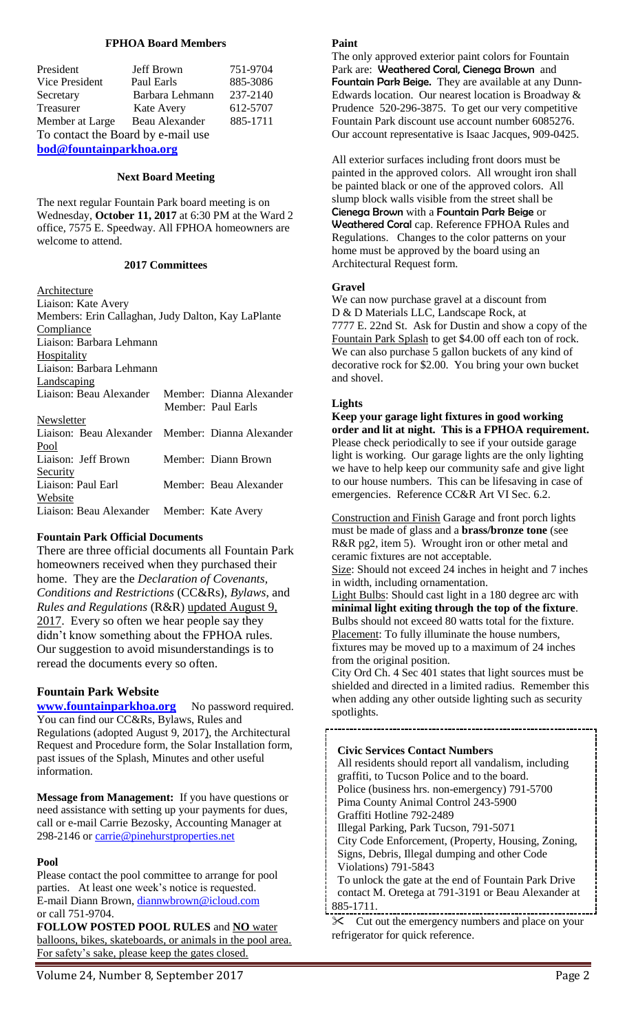### FPHOA Board Members

| | | |
|---|---|---|
| President | Jeff Brown | 751-9704 |
| Vice President | Paul Earls | 885-3086 |
| Secretary | Barbara Lehmann | 237-2140 |
| Treasurer | Kate Avery | 612-5707 |
| Member at Large | Beau Alexander | 885-1711 |

To contact the Board by e-mail use **bod@fountainparkhoa.org**

### Next Board Meeting

The next regular Fountain Park board meeting is on Wednesday, **October 11, 2017** at 6:30 PM at the Ward 2 office, 7575 E. Speedway. All FPHOA homeowners are welcome to attend.

### 2017 Committees

Architecture
Liaison: Kate Avery
Members: Erin Callaghan, Judy Dalton, Kay LaPlante

Compliance
Liaison: Barbara Lehmann

Hospitality
Liaison: Barbara Lehmann

Landscaping
Liaison: Beau Alexander — Member: Dianna Alexander
Member: Paul Earls

Newsletter
Liaison: Beau Alexander — Member: Dianna Alexander

Pool
Liaison: Jeff Brown — Member: Diann Brown

Security
Liaison: Paul Earl — Member: Beau Alexander

Website
Liaison: Beau Alexander — Member: Kate Avery

### Fountain Park Official Documents

There are three official documents all Fountain Park homeowners received when they purchased their home. They are the *Declaration of Covenants, Conditions and Restrictions* (CC&Rs), *Bylaws*, and *Rules and Regulations* (R&R) updated August 9, 2017. Every so often we hear people say they didn't know something about the FPHOA rules. Our suggestion to avoid misunderstandings is to reread the documents every so often.

## Fountain Park Website

**www.fountainparkhoa.org** No password required. You can find our CC&Rs, Bylaws, Rules and Regulations (adopted August 9, 2017), the Architectural Request and Procedure form, the Solar Installation form, past issues of the Splash, Minutes and other useful information.

**Message from Management:** If you have questions or need assistance with setting up your payments for dues, call or e-mail Carrie Bezosky, Accounting Manager at 298-2146 or carrie@pinehurstproperties.net

### Pool

Please contact the pool committee to arrange for pool parties. At least one week's notice is requested. E-mail Diann Brown, diannwbrown@icloud.com or call 751-9704.

**FOLLOW POSTED POOL RULES** and **NO** water balloons, bikes, skateboards, or animals in the pool area. For safety's sake, please keep the gates closed.

### Paint

The only approved exterior paint colors for Fountain Park are: **Weathered Coral, Cienega Brown** and **Fountain Park Beige.** They are available at any Dunn-Edwards location. Our nearest location is Broadway & Prudence 520-296-3875. To get our very competitive Fountain Park discount use account number 6085276. Our account representative is Isaac Jacques, 909-0425.

All exterior surfaces including front doors must be painted in the approved colors. All wrought iron shall be painted black or one of the approved colors. All slump block walls visible from the street shall be **Cienega Brown** with a **Fountain Park Beige** or **Weathered Coral** cap. Reference FPHOA Rules and Regulations. Changes to the color patterns on your home must be approved by the board using an Architectural Request form.

### Gravel

We can now purchase gravel at a discount from D & D Materials LLC, Landscape Rock, at 7777 E. 22nd St. Ask for Dustin and show a copy of the Fountain Park Splash to get $4.00 off each ton of rock. We can also purchase 5 gallon buckets of any kind of decorative rock for $2.00. You bring your own bucket and shovel.

### Lights

**Keep your garage light fixtures in good working order and lit at night. This is a FPHOA requirement.** Please check periodically to see if your outside garage light is working. Our garage lights are the only lighting we have to help keep our community safe and give light to our house numbers. This can be lifesaving in case of emergencies. Reference CC&R Art VI Sec. 6.2.

Construction and Finish Garage and front porch lights must be made of glass and a **brass/bronze tone** (see R&R pg2, item 5). Wrought iron or other metal and ceramic fixtures are not acceptable.

Size: Should not exceed 24 inches in height and 7 inches in width, including ornamentation.

Light Bulbs: Should cast light in a 180 degree arc with **minimal light exiting through the top of the fixture**. Bulbs should not exceed 80 watts total for the fixture.

Placement: To fully illuminate the house numbers, fixtures may be moved up to a maximum of 24 inches from the original position.

City Ord Ch. 4 Sec 401 states that light sources must be shielded and directed in a limited radius. Remember this when adding any other outside lighting such as security spotlights.

**Civic Services Contact Numbers**

All residents should report all vandalism, including graffiti, to Tucson Police and to the board.
Police (business hrs. non-emergency) 791-5700
Pima County Animal Control 243-5900
Graffiti Hotline 792-2489
Illegal Parking, Park Tucson, 791-5071
City Code Enforcement, (Property, Housing, Zoning, Signs, Debris, Illegal dumping and other Code Violations) 791-5843
To unlock the gate at the end of Fountain Park Drive contact M. Oretega at 791-3191 or Beau Alexander at 885-1711.

✂ Cut out the emergency numbers and place on your refrigerator for quick reference.